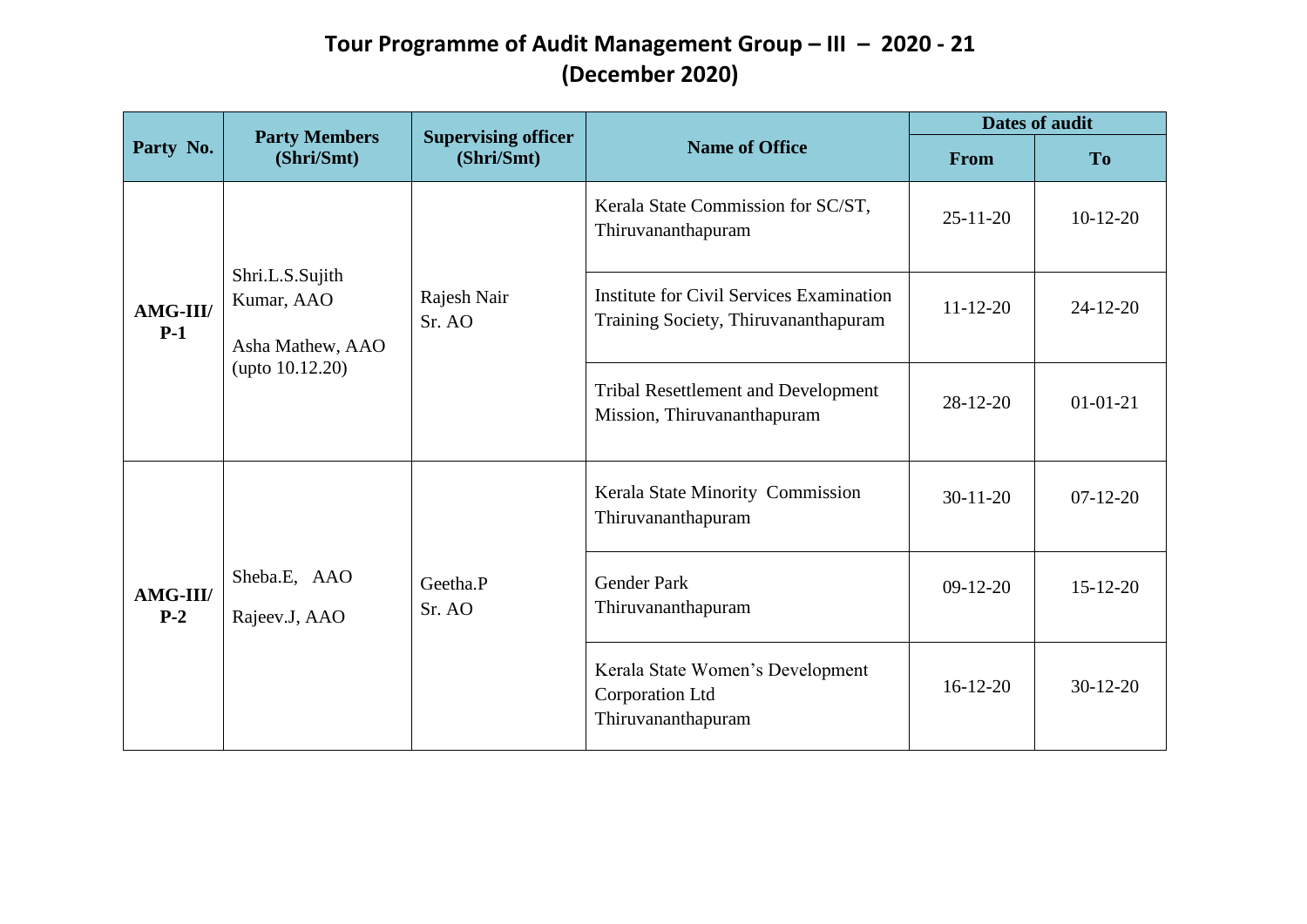# Tour Programme of Audit Management Group – III – 2020 - 21
## (December 2020)

| Party No. | Party Members (Shri/Smt) | Supervising officer (Shri/Smt) | Name of Office | Dates of audit | |
|---|---|---|---|---|---|
| | | | | From | To |
| AMG-III/ P-1 | Shri.L.S.Sujith Kumar, AAO<br>Asha Mathew, AAO (upto 10.12.20) | Rajesh Nair Sr. AO | Kerala State Commission for SC/ST, Thiruvananthapuram | 25-11-20 | 10-12-20 |
| | | | Institute for Civil Services Examination Training Society, Thiruvananthapuram | 11-12-20 | 24-12-20 |
| | | | Tribal Resettlement and Development Mission, Thiruvananthapuram | 28-12-20 | 01-01-21 |
| AMG-III/ P-2 | Sheba.E, AAO<br>Rajeev.J, AAO | Geetha.P Sr. AO | Kerala State Minority Commission Thiruvananthapuram | 30-11-20 | 07-12-20 |
| | | | Gender Park Thiruvananthapuram | 09-12-20 | 15-12-20 |
| | | | Kerala State Women's Development Corporation Ltd Thiruvananthapuram | 16-12-20 | 30-12-20 |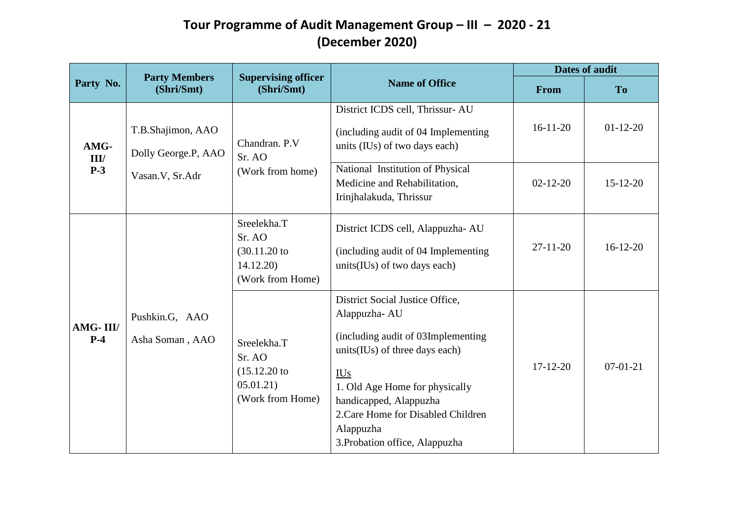# Tour Programme of Audit Management Group – III – 2020 - 21
## (December 2020)

| Party No. | Party Members (Shri/Smt) | Supervising officer (Shri/Smt) | Name of Office | Dates of audit | |
|---|---|---|---|---|---|
| | | | | From | To |
| AMG-III/ P-3 | T.B.Shajimon, AAO<br>Dolly George.P, AAO<br>Vasan.V, Sr.Adr | Chandran. P.V<br>Sr. AO<br>(Work from home) | District ICDS cell, Thrissur- AU<br>(including audit of 04 Implementing units (IUs) of two days each) | 16-11-20 | 01-12-20 |
| | | | National Institution of Physical Medicine and Rehabilitation, Irinjhalakuda, Thrissur | 02-12-20 | 15-12-20 |
| AMG- III/ P-4 | Pushkin.G, AAO<br>Asha Soman , AAO | Sreelekha.T<br>Sr. AO<br>(30.11.20 to 14.12.20)<br>(Work from Home) | District ICDS cell, Alappuzha- AU<br>(including audit of 04 Implementing units(IUs) of two days each) | 27-11-20 | 16-12-20 |
| | | Sreelekha.T<br>Sr. AO<br>(15.12.20 to 05.01.21)<br>(Work from Home) | District Social Justice Office, Alappuzha- AU<br>(including audit of 03Implementing units(IUs) of three days each)<br>IUs<br>1. Old Age Home for physically handicapped, Alappuzha<br>2.Care Home for Disabled Children Alappuzha<br>3.Probation office, Alappuzha | 17-12-20 | 07-01-21 |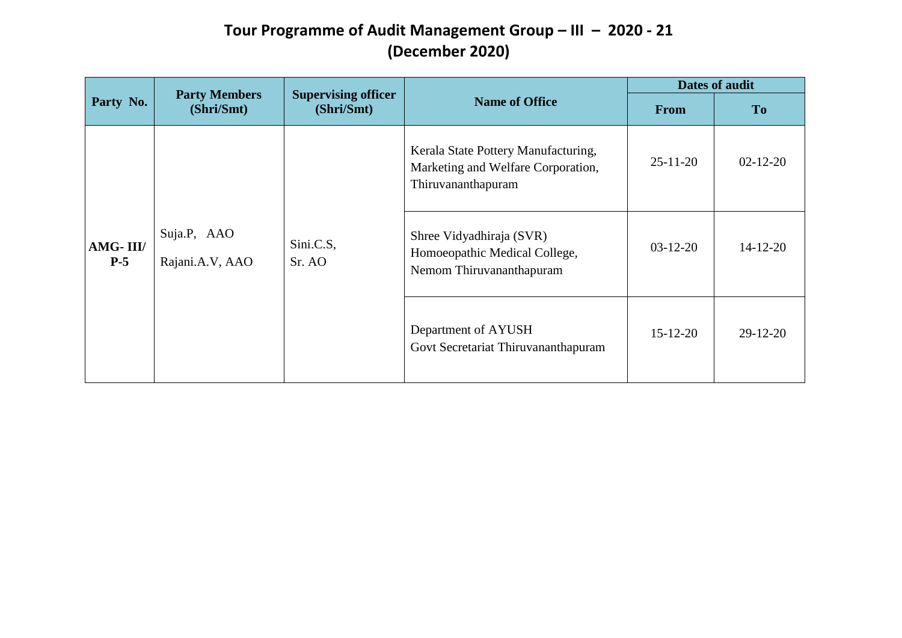# Tour Programme of Audit Management Group – III – 2020 - 21
## (December 2020)

| Party No. | Party Members (Shri/Smt) | Supervising officer (Shri/Smt) | Name of Office | Dates of audit | |
|---|---|---|---|---|---|
| | | | | From | To |
| AMG- III/ P-5 | Suja.P, AAO<br>Rajani.A.V, AAO | Sini.C.S, Sr. AO | Kerala State Pottery Manufacturing, Marketing and Welfare Corporation, Thiruvananthapuram | 25-11-20 | 02-12-20 |
| | | | Shree Vidyadhiraja (SVR) Homoeopathic Medical College, Nemom Thiruvananthapuram | 03-12-20 | 14-12-20 |
| | | | Department of AYUSH Govt Secretariat Thiruvananthapuram | 15-12-20 | 29-12-20 |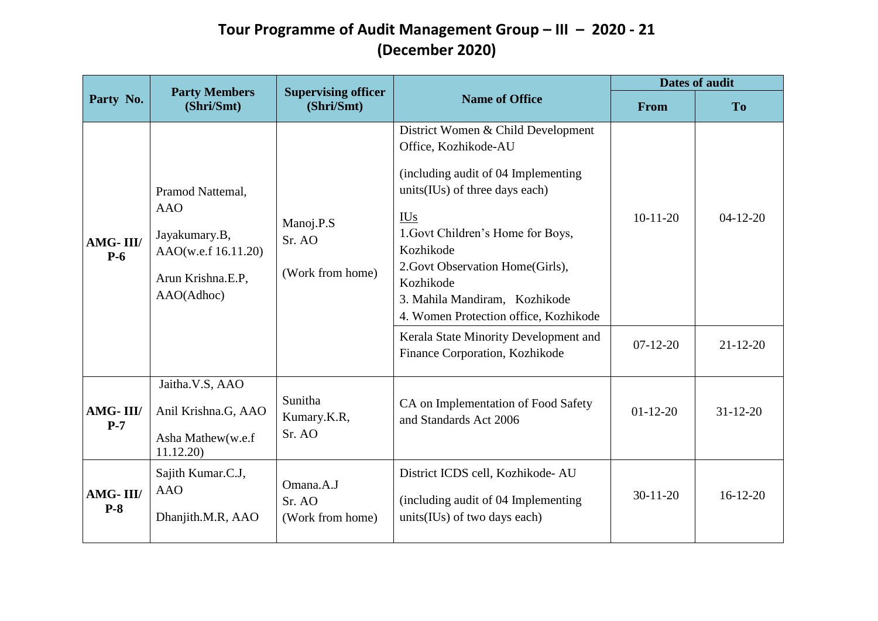# Tour Programme of Audit Management Group – III – 2020 - 21
## (December 2020)

| Party No. | Party Members (Shri/Smt) | Supervising officer (Shri/Smt) | Name of Office | Dates of audit | |
|---|---|---|---|---|---|
| | | | | From | To |
| **AMG- III/ P-6** | Pramod Nattemal, AAO<br><br>Jayakumary.B, AAO(w.e.f 16.11.20)<br><br>Arun Krishna.E.P, AAO(Adhoc) | Manoj.P.S<br>Sr. AO<br><br>(Work from home) | District Women & Child Development Office, Kozhikode-AU<br><br>(including audit of 04 Implementing units(IUs) of three days each)<br><br>IUs<br>1.Govt Children's Home for Boys, Kozhikode<br>2.Govt Observation Home(Girls), Kozhikode<br>3. Mahila Mandiram, Kozhikode<br>4. Women Protection office, Kozhikode | 10-11-20 | 04-12-20 |
| | | | Kerala State Minority Development and Finance Corporation, Kozhikode | 07-12-20 | 21-12-20 |
| **AMG- III/ P-7** | Jaitha.V.S, AAO<br><br>Anil Krishna.G, AAO<br><br>Asha Mathew(w.e.f 11.12.20) | Sunitha Kumary.K.R, Sr. AO | CA on Implementation of Food Safety and Standards Act 2006 | 01-12-20 | 31-12-20 |
| **AMG- III/ P-8** | Sajith Kumar.C.J, AAO<br><br>Dhanjith.M.R, AAO | Omana.A.J<br>Sr. AO<br>(Work from home) | District ICDS cell, Kozhikode- AU<br><br>(including audit of 04 Implementing units(IUs) of two days each) | 30-11-20 | 16-12-20 |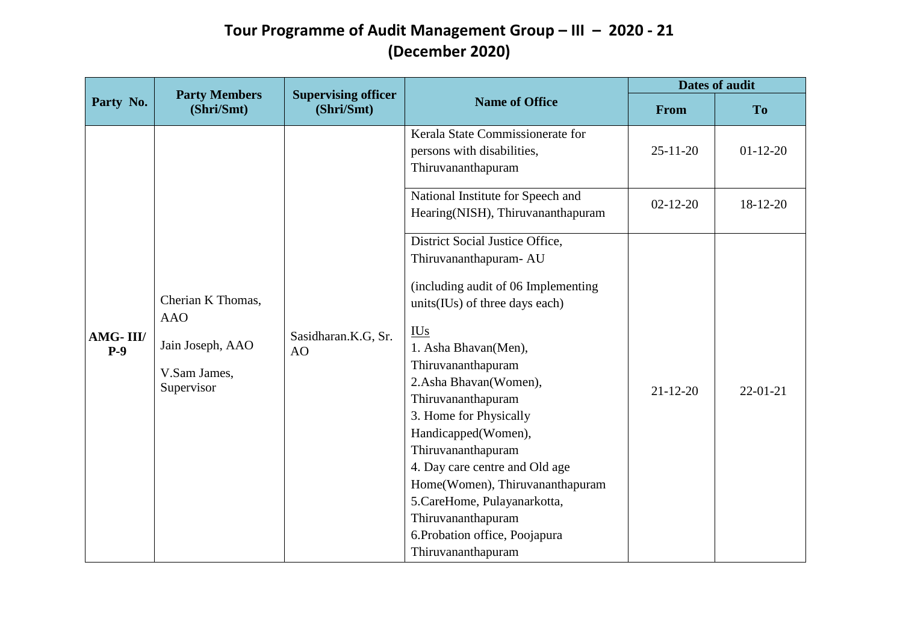# Tour Programme of Audit Management Group – III – 2020 - 21
# (December 2020)

| Party No. | Party Members (Shri/Smt) | Supervising officer (Shri/Smt) | Name of Office | Dates of audit | |
|---|---|---|---|---|---|
| | | | | From | To |
| AMG- III/ P-9 | Cherian K Thomas, AAO<br>Jain Joseph, AAO<br>V.Sam James, Supervisor | Sasidharan.K.G, Sr. AO | Kerala State Commissionerate for persons with disabilities, Thiruvananthapuram | 25-11-20 | 01-12-20 |
| | | | National Institute for Speech and Hearing(NISH), Thiruvananthapuram | 02-12-20 | 18-12-20 |
| | | | District Social Justice Office, Thiruvananthapuram- AU<br>(including audit of 06 Implementing units(IUs) of three days each)<br>IUs<br>1. Asha Bhavan(Men), Thiruvananthapuram<br>2.Asha Bhavan(Women), Thiruvananthapuram<br>3. Home for Physically Handicapped(Women), Thiruvananthapuram<br>4. Day care centre and Old age Home(Women), Thiruvananthapuram<br>5.CareHome, Pulayanarkotta, Thiruvananthapuram<br>6.Probation office, Poojapura Thiruvananthapuram | 21-12-20 | 22-01-21 |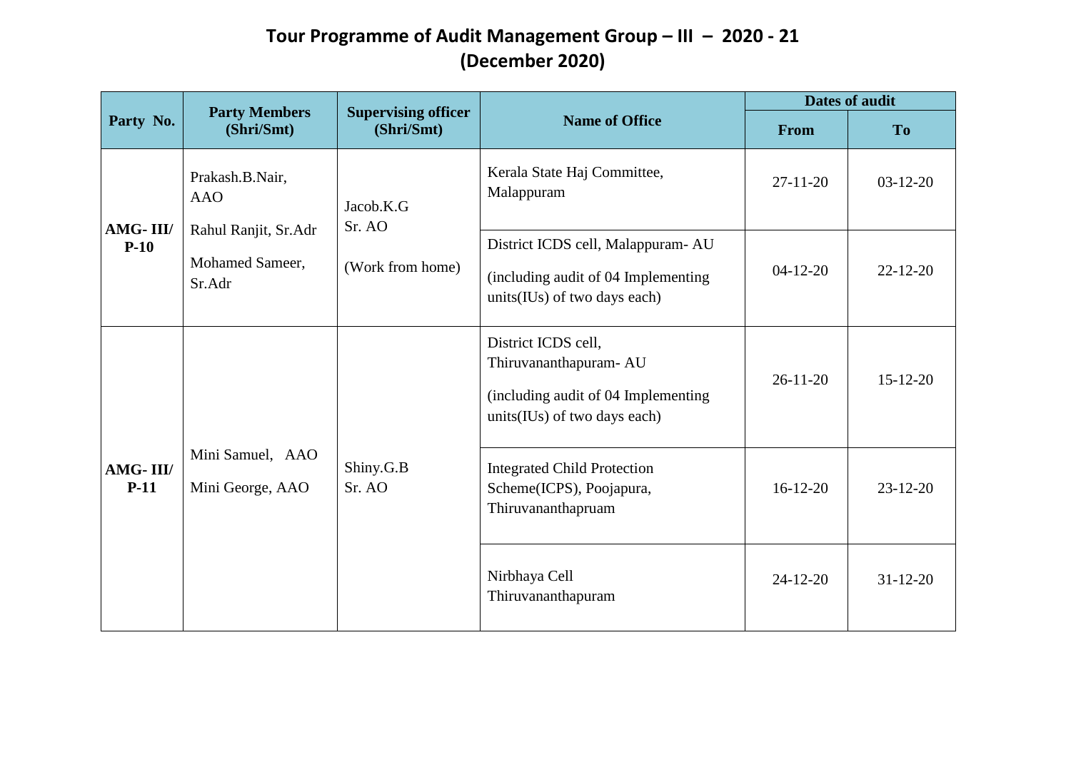# Tour Programme of Audit Management Group – III – 2020 - 21
## (December 2020)

| Party No. | Party Members (Shri/Smt) | Supervising officer (Shri/Smt) | Name of Office | Dates of audit | |
|---|---|---|---|---|---|
| | | | | From | To |
| AMG- III/ P-10 | Prakash.B.Nair, AAO<br>Rahul Ranjit, Sr.Adr<br>Mohamed Sameer, Sr.Adr | Jacob.K.G<br>Sr. AO<br>(Work from home) | Kerala State Haj Committee, Malappuram | 27-11-20 | 03-12-20 |
| | | | District ICDS cell, Malappuram- AU<br>(including audit of 04 Implementing units(IUs) of two days each) | 04-12-20 | 22-12-20 |
| AMG- III/ P-11 | Mini Samuel, AAO<br>Mini George, AAO | Shiny.G.B<br>Sr. AO | District ICDS cell, Thiruvananthapuram- AU<br>(including audit of 04 Implementing units(IUs) of two days each) | 26-11-20 | 15-12-20 |
| | | | Integrated Child Protection Scheme(ICPS), Poojapura, Thiruvananthapruam | 16-12-20 | 23-12-20 |
| | | | Nirbhaya Cell Thiruvananthapuram | 24-12-20 | 31-12-20 |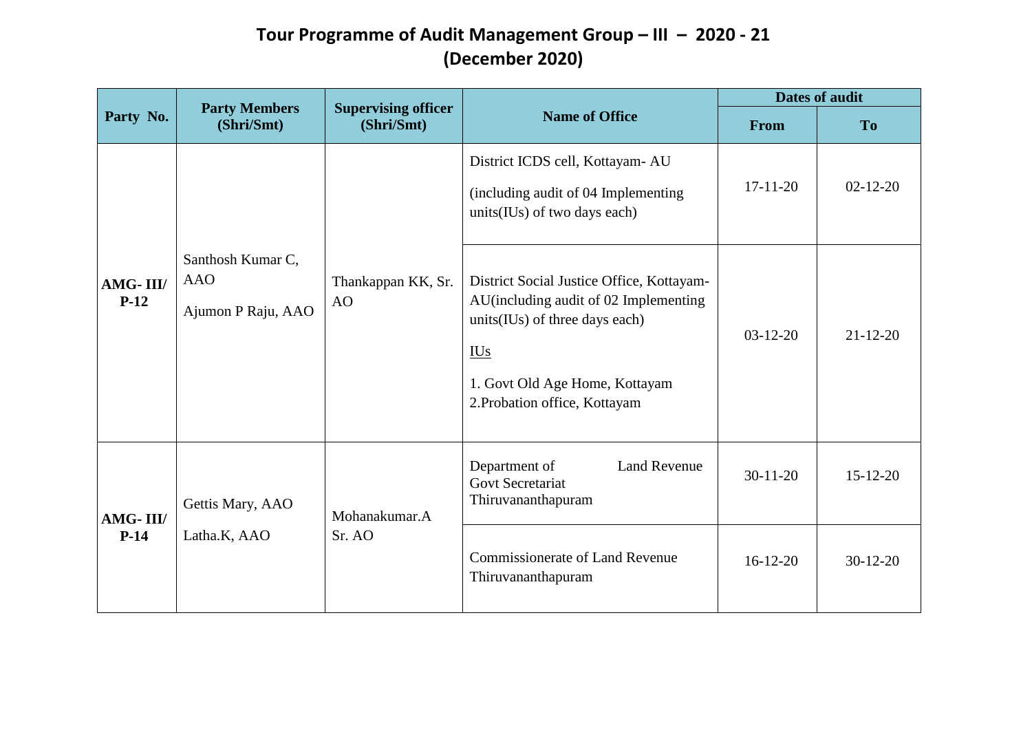# Tour Programme of Audit Management Group – III – 2020 - 21
## (December 2020)

| Party No. | Party Members (Shri/Smt) | Supervising officer (Shri/Smt) | Name of Office | Dates of audit | |
|---|---|---|---|---|---|
| | | | | From | To |
| AMG- III/ P-12 | Santhosh Kumar C, AAO<br>Ajumon P Raju, AAO | Thankappan KK, Sr. AO | District ICDS cell, Kottayam- AU<br>(including audit of 04 Implementing units(IUs) of two days each) | 17-11-20 | 02-12-20 |
| | | | District Social Justice Office, Kottayam-AU(including audit of 02 Implementing units(IUs) of three days each)<br>IUs<br>1. Govt Old Age Home, Kottayam<br>2.Probation office, Kottayam | 03-12-20 | 21-12-20 |
| AMG- III/ P-14 | Gettis Mary, AAO<br>Latha.K, AAO | Mohanakumar.A Sr. AO | Department of Land Revenue Govt Secretariat Thiruvananthapuram | 30-11-20 | 15-12-20 |
| | | | Commissionerate of Land Revenue Thiruvananthapuram | 16-12-20 | 30-12-20 |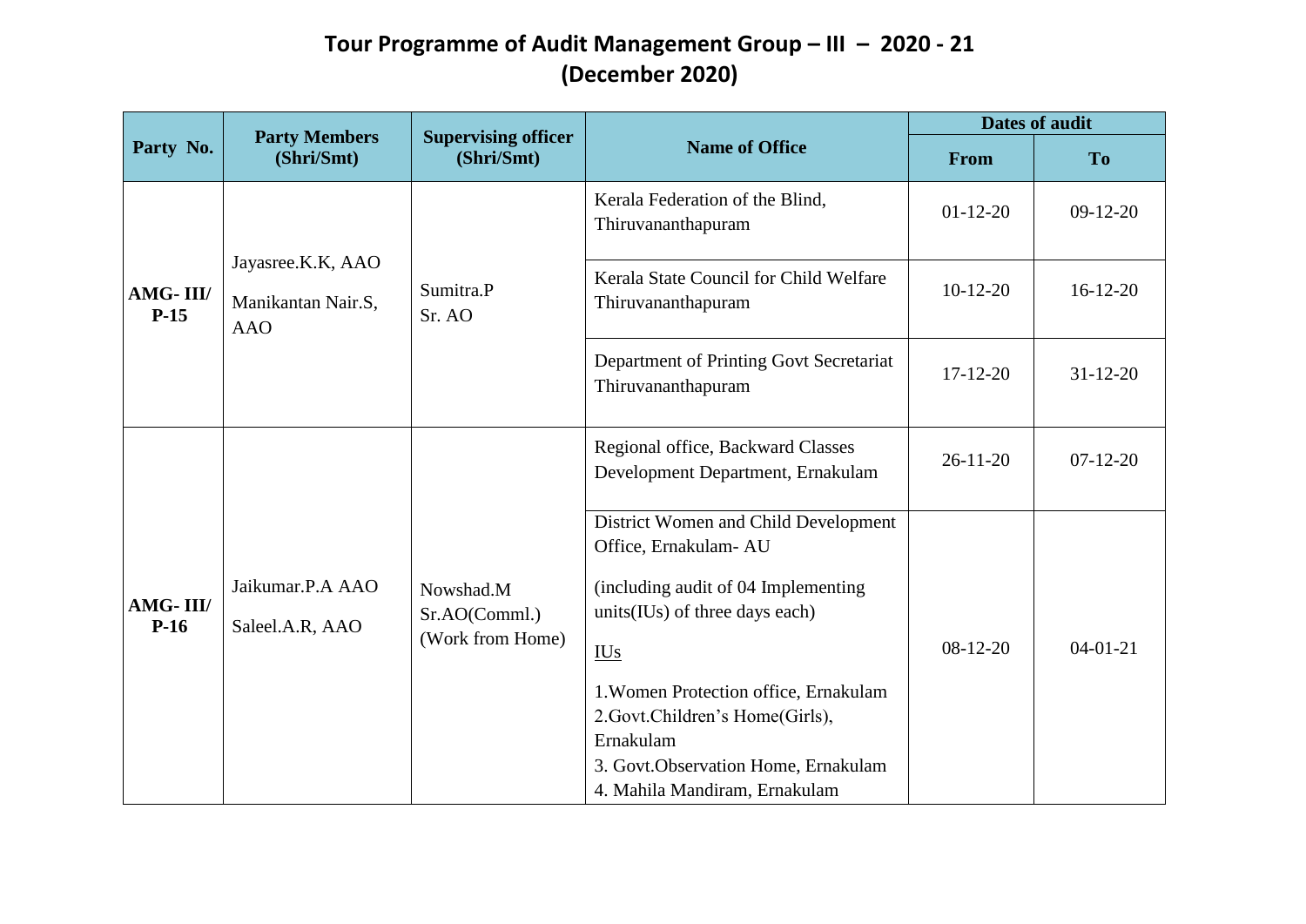# Tour Programme of Audit Management Group – III – 2020 - 21
## (December 2020)

| Party No. | Party Members (Shri/Smt) | Supervising officer (Shri/Smt) | Name of Office | Dates of audit | |
|---|---|---|---|---|---|
| | | | | From | To |
| AMG- III/ P-15 | Jayasree.K.K, AAO<br>Manikantan Nair.S, AAO | Sumitra.P<br>Sr. AO | Kerala Federation of the Blind, Thiruvananthapuram | 01-12-20 | 09-12-20 |
| | | | Kerala State Council for Child Welfare Thiruvananthapuram | 10-12-20 | 16-12-20 |
| | | | Department of Printing Govt Secretariat Thiruvananthapuram | 17-12-20 | 31-12-20 |
| AMG- III/ P-16 | Jaikumar.P.A AAO<br>Saleel.A.R, AAO | Nowshad.M<br>Sr.AO(Comml.)<br>(Work from Home) | Regional office, Backward Classes Development Department, Ernakulam | 26-11-20 | 07-12-20 |
| | | | District Women and Child Development Office, Ernakulam- AU<br>(including audit of 04 Implementing units(IUs) of three days each)<br>IUs<br>1.Women Protection office, Ernakulam<br>2.Govt.Children's Home(Girls), Ernakulam<br>3. Govt.Observation Home, Ernakulam<br>4. Mahila Mandiram, Ernakulam | 08-12-20 | 04-01-21 |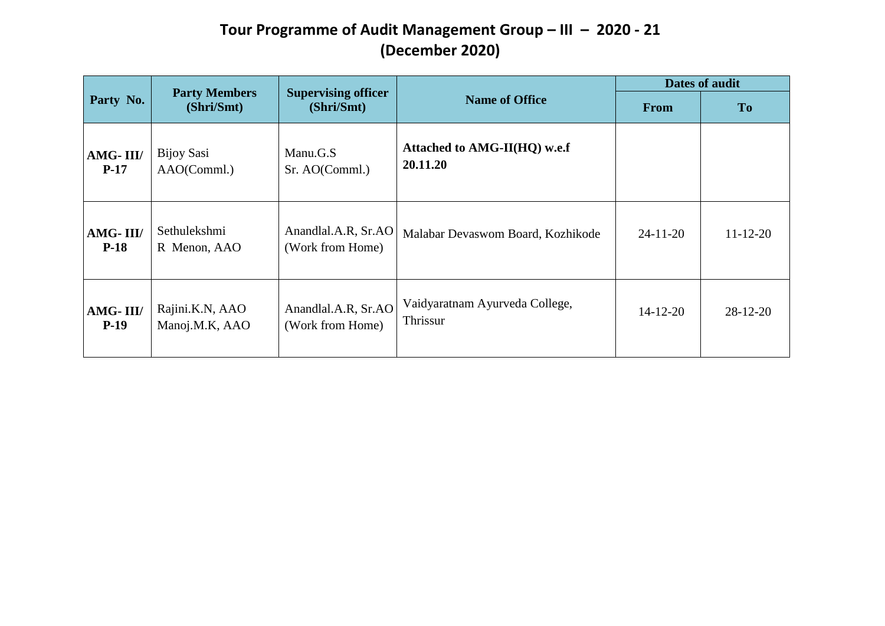# Tour Programme of Audit Management Group – III – 2020 - 21
## (December 2020)

| Party No. | Party Members (Shri/Smt) | Supervising officer (Shri/Smt) | Name of Office | Dates of audit | |
|---|---|---|---|---|---|
| | | | | From | To |
| **AMG- III/ P-17** | Bijoy Sasi AAO(Comml.) | Manu.G.S Sr. AO(Comml.) | **Attached to AMG-II(HQ) w.e.f 20.11.20** | | |
| **AMG- III/ P-18** | Sethulekshmi R Menon, AAO | Anandlal.A.R, Sr.AO (Work from Home) | Malabar Devaswom Board, Kozhikode | 24-11-20 | 11-12-20 |
| **AMG- III/ P-19** | Rajini.K.N, AAO Manoj.M.K, AAO | Anandlal.A.R, Sr.AO (Work from Home) | Vaidyaratnam Ayurveda College, Thrissur | 14-12-20 | 28-12-20 |